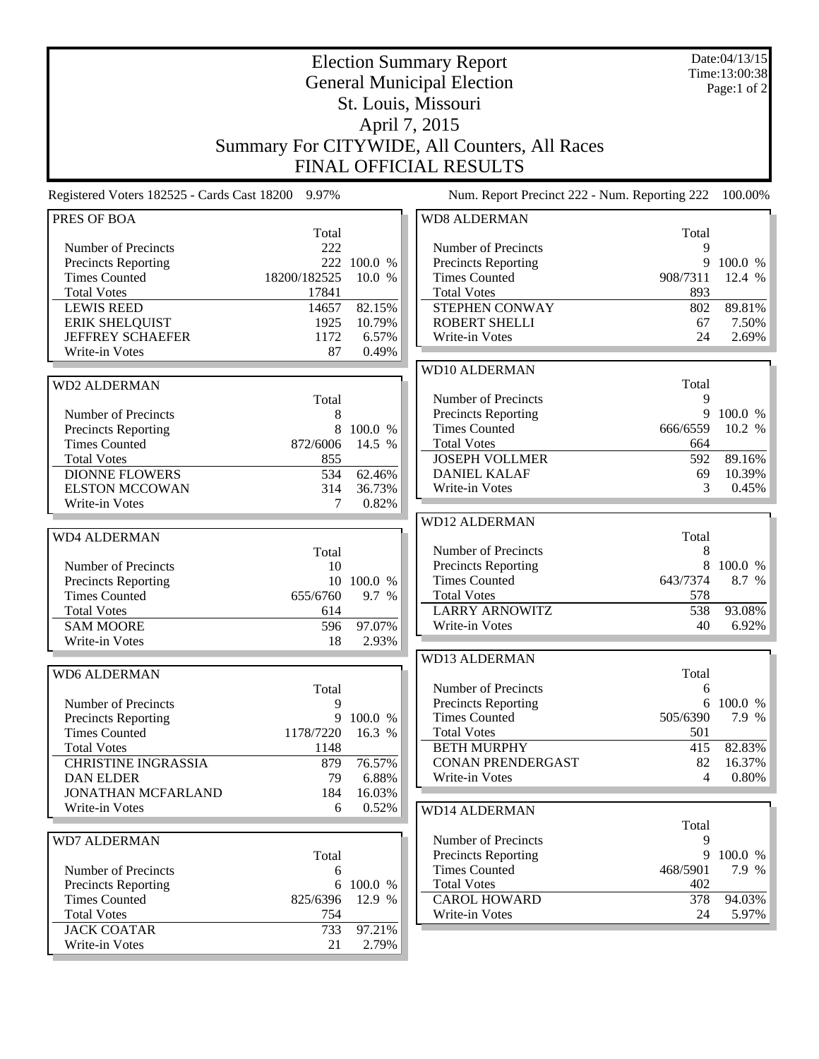# Election Summary Report

## General Municipal Election

## St. Louis, Missouri

## April 7, 2015

## Summary For CITYWIDE, All Counters, All Races

## FINAL OFFICIAL RESULTS

Date:04/13/15
Time:13:00:38

Registered Voters 182525 - Cards Cast 18200 9.97%

Num. Report Precinct 222 - Num. Reporting 222 100.00%

### PRES OF BOA

| | Total | |
|---|---|---|
| Number of Precincts | 222 | |
| Precincts Reporting | 222 | 100.0 % |
| Times Counted | 18200/182525 | 10.0 % |
| Total Votes | 17841 | |
| LEWIS REED | 14657 | 82.15% |
| ERIK SHELQUIST | 1925 | 10.79% |
| JEFFREY SCHAEFER | 1172 | 6.57% |
| Write-in Votes | 87 | 0.49% |

### WD2 ALDERMAN

| | Total | |
|---|---|---|
| Number of Precincts | 8 | |
| Precincts Reporting | 8 | 100.0 % |
| Times Counted | 872/6006 | 14.5 % |
| Total Votes | 855 | |
| DIONNE FLOWERS | 534 | 62.46% |
| ELSTON MCCOWAN | 314 | 36.73% |
| Write-in Votes | 7 | 0.82% |

### WD4 ALDERMAN

| | Total | |
|---|---|---|
| Number of Precincts | 10 | |
| Precincts Reporting | 10 | 100.0 % |
| Times Counted | 655/6760 | 9.7 % |
| Total Votes | 614 | |
| SAM MOORE | 596 | 97.07% |
| Write-in Votes | 18 | 2.93% |

### WD6 ALDERMAN

| | Total | |
|---|---|---|
| Number of Precincts | 9 | |
| Precincts Reporting | 9 | 100.0 % |
| Times Counted | 1178/7220 | 16.3 % |
| Total Votes | 1148 | |
| CHRISTINE INGRASSIA | 879 | 76.57% |
| DAN ELDER | 79 | 6.88% |
| JONATHAN MCFARLAND | 184 | 16.03% |
| Write-in Votes | 6 | 0.52% |

### WD7 ALDERMAN

| | Total | |
|---|---|---|
| Number of Precincts | 6 | |
| Precincts Reporting | 6 | 100.0 % |
| Times Counted | 825/6396 | 12.9 % |
| Total Votes | 754 | |
| JACK COATAR | 733 | 97.21% |
| Write-in Votes | 21 | 2.79% |

### WD8 ALDERMAN

| | Total | |
|---|---|---|
| Number of Precincts | 9 | |
| Precincts Reporting | 9 | 100.0 % |
| Times Counted | 908/7311 | 12.4 % |
| Total Votes | 893 | |
| STEPHEN CONWAY | 802 | 89.81% |
| ROBERT SHELLI | 67 | 7.50% |
| Write-in Votes | 24 | 2.69% |

### WD10 ALDERMAN

| | Total | |
|---|---|---|
| Number of Precincts | 9 | |
| Precincts Reporting | 9 | 100.0 % |
| Times Counted | 666/6559 | 10.2 % |
| Total Votes | 664 | |
| JOSEPH VOLLMER | 592 | 89.16% |
| DANIEL KALAF | 69 | 10.39% |
| Write-in Votes | 3 | 0.45% |

### WD12 ALDERMAN

| | Total | |
|---|---|---|
| Number of Precincts | 8 | |
| Precincts Reporting | 8 | 100.0 % |
| Times Counted | 643/7374 | 8.7 % |
| Total Votes | 578 | |
| LARRY ARNOWITZ | 538 | 93.08% |
| Write-in Votes | 40 | 6.92% |

### WD13 ALDERMAN

| | Total | |
|---|---|---|
| Number of Precincts | 6 | |
| Precincts Reporting | 6 | 100.0 % |
| Times Counted | 505/6390 | 7.9 % |
| Total Votes | 501 | |
| BETH MURPHY | 415 | 82.83% |
| CONAN PRENDERGAST | 82 | 16.37% |
| Write-in Votes | 4 | 0.80% |

### WD14 ALDERMAN

| | Total | |
|---|---|---|
| Number of Precincts | 9 | |
| Precincts Reporting | 9 | 100.0 % |
| Times Counted | 468/5901 | 7.9 % |
| Total Votes | 402 | |
| CAROL HOWARD | 378 | 94.03% |
| Write-in Votes | 24 | 5.97% |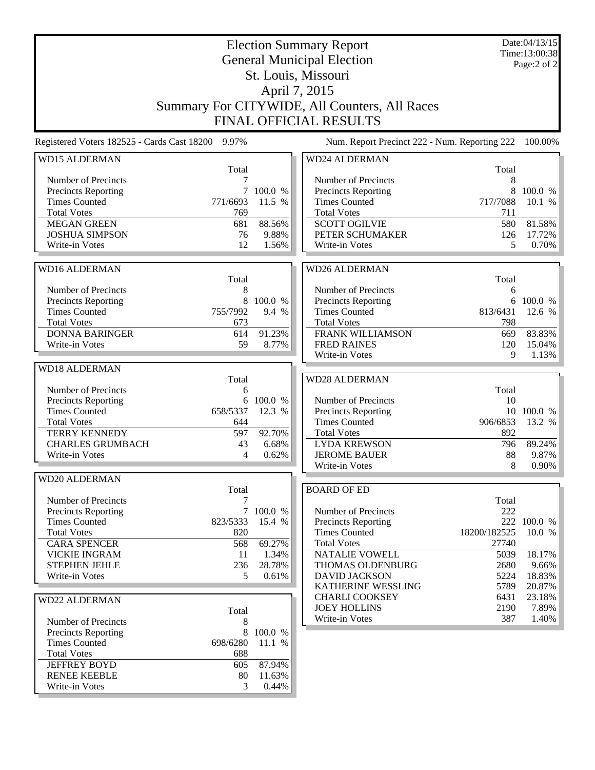# Election Summary Report

## General Municipal Election

## St. Louis, Missouri

## April 7, 2015

## Summary For CITYWIDE, All Counters, All Races

## FINAL OFFICIAL RESULTS

Date:04/13/15
Time:13:00:38
Page:2 of 2

Registered Voters 182525 - Cards Cast 18200 9.97%

Num. Report Precinct 222 - Num. Reporting 222 100.00%

### WD15 ALDERMAN

| | Total | |
|---|---|---|
| Number of Precincts | 7 | |
| Precincts Reporting | 7 | 100.0 % |
| Times Counted | 771/6693 | 11.5 % |
| Total Votes | 769 | |
| MEGAN GREEN | 681 | 88.56% |
| JOSHUA SIMPSON | 76 | 9.88% |
| Write-in Votes | 12 | 1.56% |

### WD16 ALDERMAN

| | Total | |
|---|---|---|
| Number of Precincts | 8 | |
| Precincts Reporting | 8 | 100.0 % |
| Times Counted | 755/7992 | 9.4 % |
| Total Votes | 673 | |
| DONNA BARINGER | 614 | 91.23% |
| Write-in Votes | 59 | 8.77% |

### WD18 ALDERMAN

| | Total | |
|---|---|---|
| Number of Precincts | 6 | |
| Precincts Reporting | 6 | 100.0 % |
| Times Counted | 658/5337 | 12.3 % |
| Total Votes | 644 | |
| TERRY KENNEDY | 597 | 92.70% |
| CHARLES GRUMBACH | 43 | 6.68% |
| Write-in Votes | 4 | 0.62% |

### WD20 ALDERMAN

| | Total | |
|---|---|---|
| Number of Precincts | 7 | |
| Precincts Reporting | 7 | 100.0 % |
| Times Counted | 823/5333 | 15.4 % |
| Total Votes | 820 | |
| CARA SPENCER | 568 | 69.27% |
| VICKIE INGRAM | 11 | 1.34% |
| STEPHEN JEHLE | 236 | 28.78% |
| Write-in Votes | 5 | 0.61% |

### WD22 ALDERMAN

| | Total | |
|---|---|---|
| Number of Precincts | 8 | |
| Precincts Reporting | 8 | 100.0 % |
| Times Counted | 698/6280 | 11.1 % |
| Total Votes | 688 | |
| JEFFREY BOYD | 605 | 87.94% |
| RENEE KEEBLE | 80 | 11.63% |
| Write-in Votes | 3 | 0.44% |

### WD24 ALDERMAN

| | Total | |
|---|---|---|
| Number of Precincts | 8 | |
| Precincts Reporting | 8 | 100.0 % |
| Times Counted | 717/7088 | 10.1 % |
| Total Votes | 711 | |
| SCOTT OGILVIE | 580 | 81.58% |
| PETER SCHUMAKER | 126 | 17.72% |
| Write-in Votes | 5 | 0.70% |

### WD26 ALDERMAN

| | Total | |
|---|---|---|
| Number of Precincts | 6 | |
| Precincts Reporting | 6 | 100.0 % |
| Times Counted | 813/6431 | 12.6 % |
| Total Votes | 798 | |
| FRANK WILLIAMSON | 669 | 83.83% |
| FRED RAINES | 120 | 15.04% |
| Write-in Votes | 9 | 1.13% |

### WD28 ALDERMAN

| | Total | |
|---|---|---|
| Number of Precincts | 10 | |
| Precincts Reporting | 10 | 100.0 % |
| Times Counted | 906/6853 | 13.2 % |
| Total Votes | 892 | |
| LYDA KREWSON | 796 | 89.24% |
| JEROME BAUER | 88 | 9.87% |
| Write-in Votes | 8 | 0.90% |

### BOARD OF ED

| | Total | |
|---|---|---|
| Number of Precincts | 222 | |
| Precincts Reporting | 222 | 100.0 % |
| Times Counted | 18200/182525 | 10.0 % |
| Total Votes | 27740 | |
| NATALIE VOWELL | 5039 | 18.17% |
| THOMAS OLDENBURG | 2680 | 9.66% |
| DAVID JACKSON | 5224 | 18.83% |
| KATHERINE WESSLING | 5789 | 20.87% |
| CHARLI COOKSEY | 6431 | 23.18% |
| JOEY HOLLINS | 2190 | 7.89% |
| Write-in Votes | 387 | 1.40% |